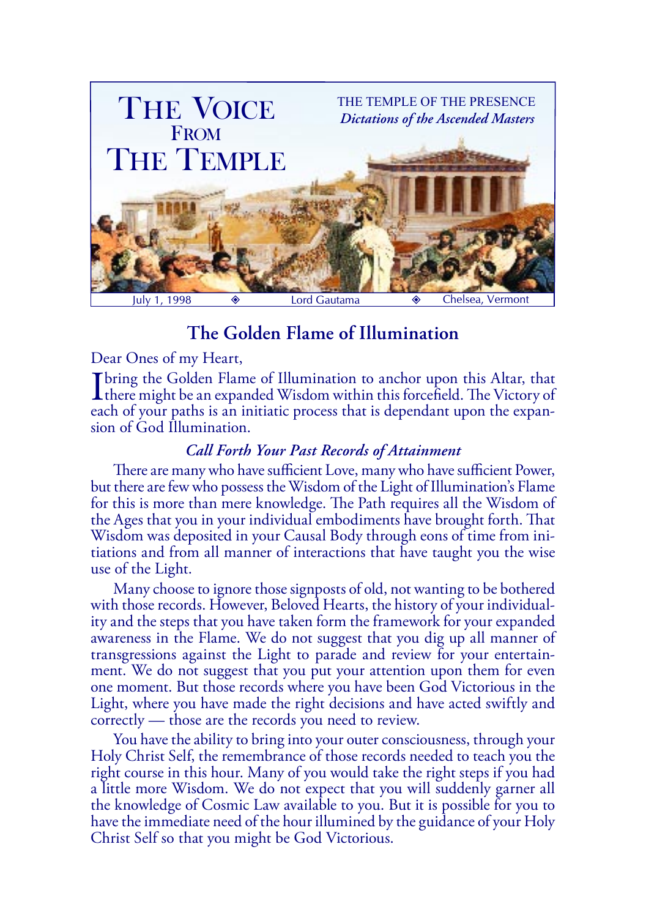# THE VOICE FROM THE TEMPLE

THE TEMPLE OF THE PRESENCE
*Dictations of the Ascended Masters*

July 1, 1998 ◈ Lord Gautama ◈ Chelsea, Vermont

## The Golden Flame of Illumination

Dear Ones of my Heart,

I bring the Golden Flame of Illumination to anchor upon this Altar, that there might be an expanded Wisdom within this forcefield. The Victory of each of your paths is an initiatic process that is dependant upon the expansion of God Illumination.

### *Call Forth Your Past Records of Attainment*

There are many who have sufficient Love, many who have sufficient Power, but there are few who possess the Wisdom of the Light of Illumination's Flame for this is more than mere knowledge. The Path requires all the Wisdom of the Ages that you in your individual embodiments have brought forth. That Wisdom was deposited in your Causal Body through eons of time from initiations and from all manner of interactions that have taught you the wise use of the Light.

Many choose to ignore those signposts of old, not wanting to be bothered with those records. However, Beloved Hearts, the history of your individuality and the steps that you have taken form the framework for your expanded awareness in the Flame. We do not suggest that you dig up all manner of transgressions against the Light to parade and review for your entertainment. We do not suggest that you put your attention upon them for even one moment. But those records where you have been God Victorious in the Light, where you have made the right decisions and have acted swiftly and correctly — those are the records you need to review.

You have the ability to bring into your outer consciousness, through your Holy Christ Self, the remembrance of those records needed to teach you the right course in this hour. Many of you would take the right steps if you had a little more Wisdom. We do not expect that you will suddenly garner all the knowledge of Cosmic Law available to you. But it is possible for you to have the immediate need of the hour illumined by the guidance of your Holy Christ Self so that you might be God Victorious.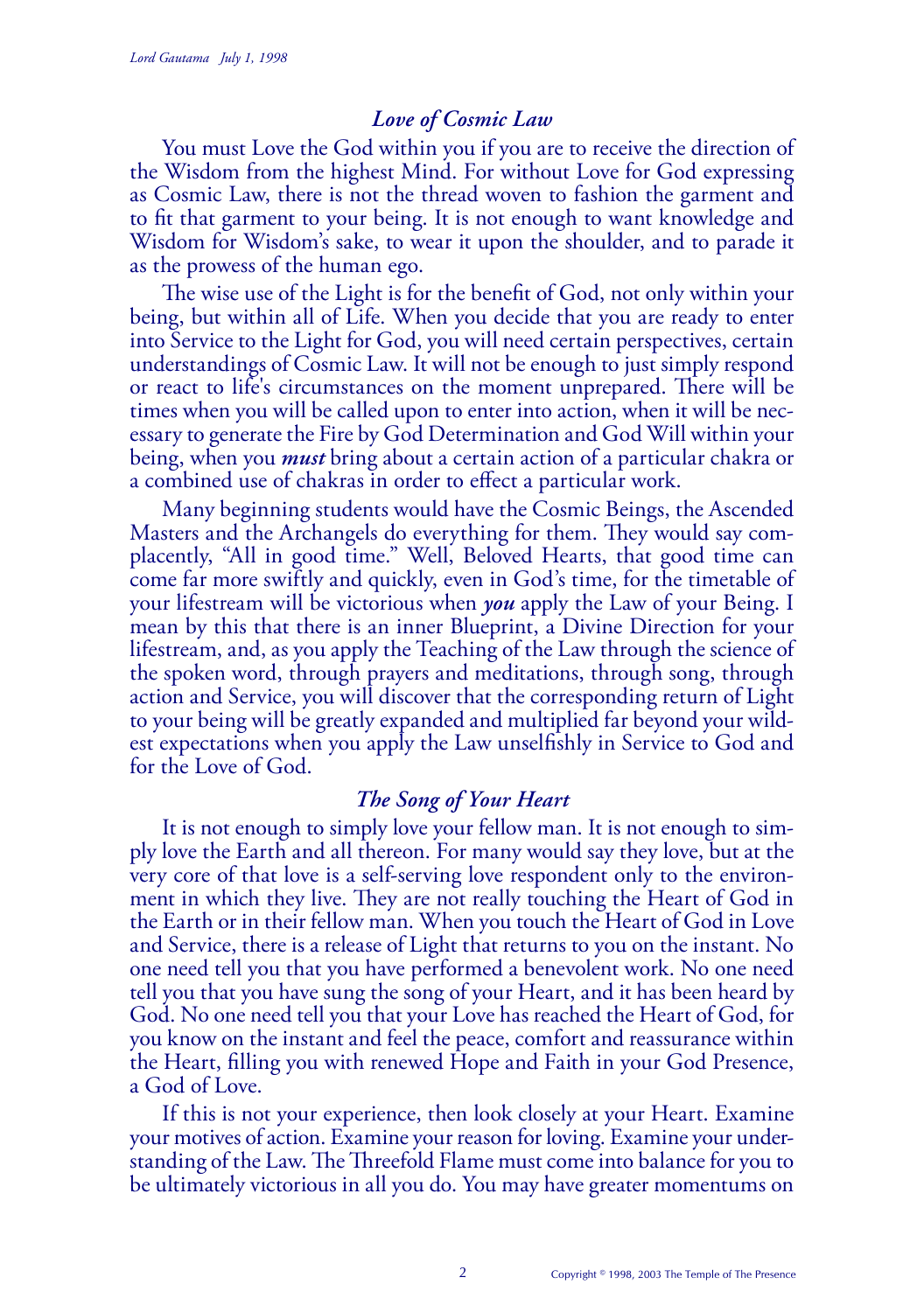### *Love of Cosmic Law*

You must Love the God within you if you are to receive the direction of the Wisdom from the highest Mind. For without Love for God expressing as Cosmic Law, there is not the thread woven to fashion the garment and to fit that garment to your being. It is not enough to want knowledge and Wisdom for Wisdom's sake, to wear it upon the shoulder, and to parade it as the prowess of the human ego.

The wise use of the Light is for the benefit of God, not only within your being, but within all of Life. When you decide that you are ready to enter into Service to the Light for God, you will need certain perspectives, certain understandings of Cosmic Law. It will not be enough to just simply respond or react to life's circumstances on the moment unprepared. There will be times when you will be called upon to enter into action, when it will be necessary to generate the Fire by God Determination and God Will within your being, when you ***must*** bring about a certain action of a particular chakra or a combined use of chakras in order to effect a particular work.

Many beginning students would have the Cosmic Beings, the Ascended Masters and the Archangels do everything for them. They would say complacently, "All in good time." Well, Beloved Hearts, that good time can come far more swiftly and quickly, even in God's time, for the timetable of your lifestream will be victorious when ***you*** apply the Law of your Being. I mean by this that there is an inner Blueprint, a Divine Direction for your lifestream, and, as you apply the Teaching of the Law through the science of the spoken word, through prayers and meditations, through song, through action and Service, you will discover that the corresponding return of Light to your being will be greatly expanded and multiplied far beyond your wildest expectations when you apply the Law unselfishly in Service to God and for the Love of God.

### *The Song of Your Heart*

It is not enough to simply love your fellow man. It is not enough to simply love the Earth and all thereon. For many would say they love, but at the very core of that love is a self-serving love respondent only to the environment in which they live. They are not really touching the Heart of God in the Earth or in their fellow man. When you touch the Heart of God in Love and Service, there is a release of Light that returns to you on the instant. No one need tell you that you have performed a benevolent work. No one need tell you that you have sung the song of your Heart, and it has been heard by God. No one need tell you that your Love has reached the Heart of God, for you know on the instant and feel the peace, comfort and reassurance within the Heart, filling you with renewed Hope and Faith in your God Presence, a God of Love.

If this is not your experience, then look closely at your Heart. Examine your motives of action. Examine your reason for loving. Examine your understanding of the Law. The Threefold Flame must come into balance for you to be ultimately victorious in all you do. You may have greater momentums on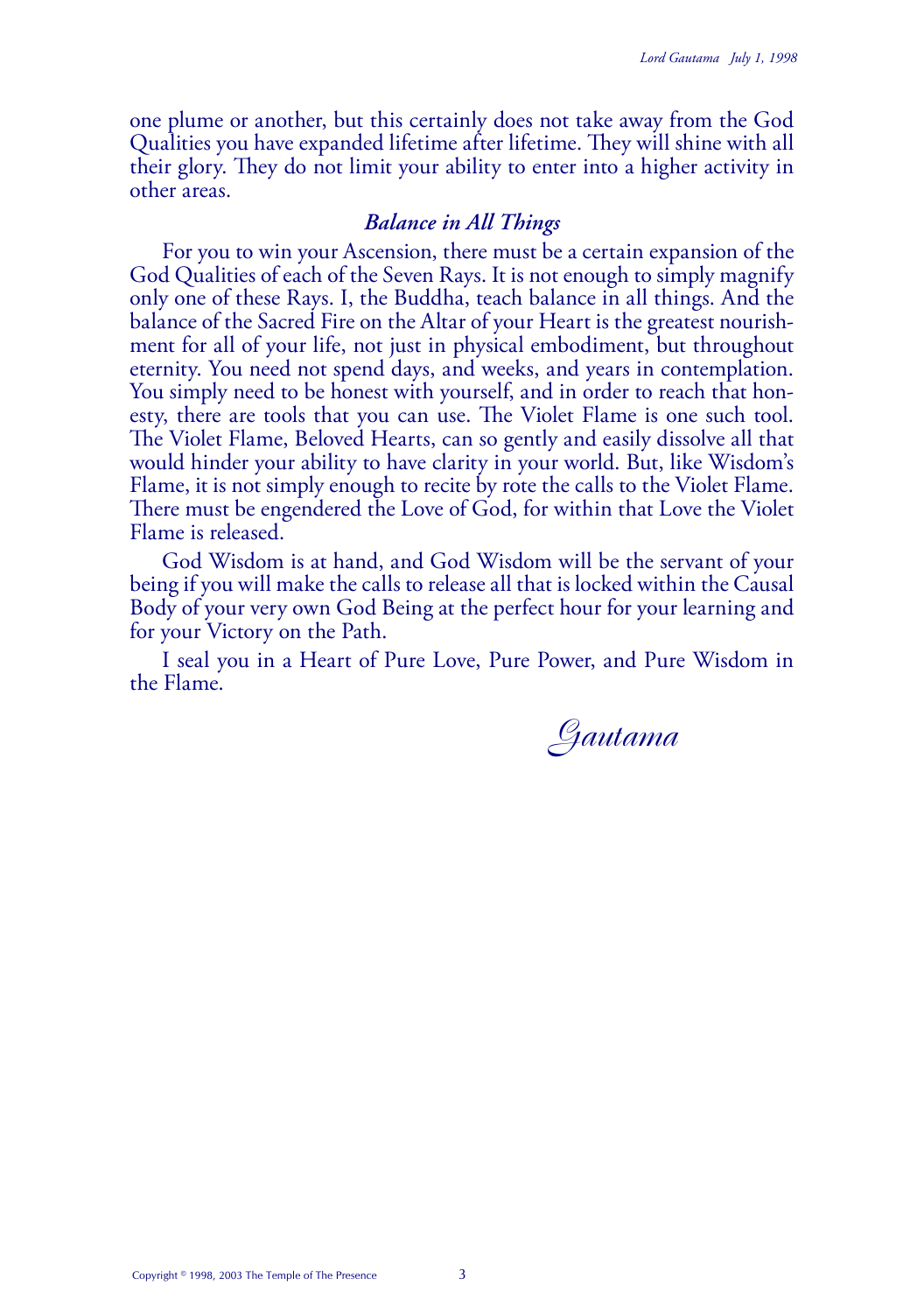one plume or another, but this certainly does not take away from the God Qualities you have expanded lifetime after lifetime. They will shine with all their glory. They do not limit your ability to enter into a higher activity in other areas.

### *Balance in All Things*

For you to win your Ascension, there must be a certain expansion of the God Qualities of each of the Seven Rays. It is not enough to simply magnify only one of these Rays. I, the Buddha, teach balance in all things. And the balance of the Sacred Fire on the Altar of your Heart is the greatest nourishment for all of your life, not just in physical embodiment, but throughout eternity. You need not spend days, and weeks, and years in contemplation. You simply need to be honest with yourself, and in order to reach that honesty, there are tools that you can use. The Violet Flame is one such tool. The Violet Flame, Beloved Hearts, can so gently and easily dissolve all that would hinder your ability to have clarity in your world. But, like Wisdom's Flame, it is not simply enough to recite by rote the calls to the Violet Flame. There must be engendered the Love of God, for within that Love the Violet Flame is released.

God Wisdom is at hand, and God Wisdom will be the servant of your being if you will make the calls to release all that is locked within the Causal Body of your very own God Being at the perfect hour for your learning and for your Victory on the Path.

I seal you in a Heart of Pure Love, Pure Power, and Pure Wisdom in the Flame.

*Gautama*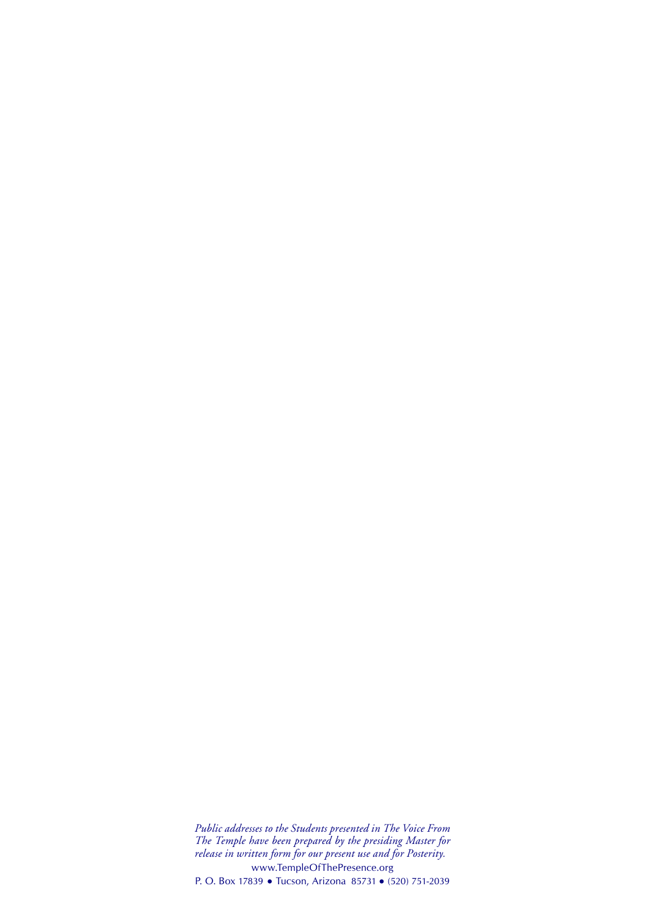*Public addresses to the Students presented in The Voice From The Temple have been prepared by the presiding Master for release in written form for our present use and for Posterity.*

www.TempleOfThePresence.org

P. O. Box 17839 • Tucson, Arizona 85731 • (520) 751-2039